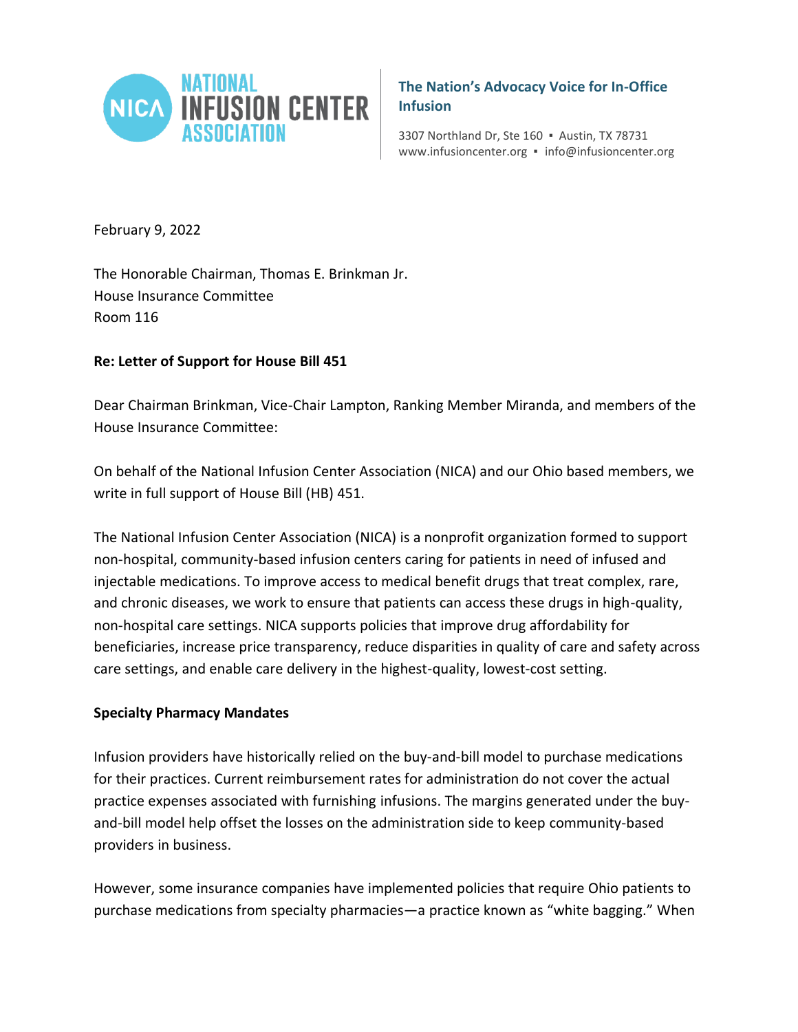NATIONAL INFUSION CENTER ASSOCIATION

**The Nation's Advocacy Voice for In-Office Infusion**

3307 Northland Dr, Ste 160 ▪ Austin, TX 78731
www.infusioncenter.org ▪ info@infusioncenter.org

February 9, 2022

The Honorable Chairman, Thomas E. Brinkman Jr.
House Insurance Committee
Room 116

**Re: Letter of Support for House Bill 451**

Dear Chairman Brinkman, Vice-Chair Lampton, Ranking Member Miranda, and members of the House Insurance Committee:

On behalf of the National Infusion Center Association (NICA) and our Ohio based members, we write in full support of House Bill (HB) 451.

The National Infusion Center Association (NICA) is a nonprofit organization formed to support non-hospital, community-based infusion centers caring for patients in need of infused and injectable medications. To improve access to medical benefit drugs that treat complex, rare, and chronic diseases, we work to ensure that patients can access these drugs in high-quality, non-hospital care settings. NICA supports policies that improve drug affordability for beneficiaries, increase price transparency, reduce disparities in quality of care and safety across care settings, and enable care delivery in the highest-quality, lowest-cost setting.

**Specialty Pharmacy Mandates**

Infusion providers have historically relied on the buy-and-bill model to purchase medications for their practices. Current reimbursement rates for administration do not cover the actual practice expenses associated with furnishing infusions. The margins generated under the buy-and-bill model help offset the losses on the administration side to keep community-based providers in business.

However, some insurance companies have implemented policies that require Ohio patients to purchase medications from specialty pharmacies—a practice known as "white bagging." When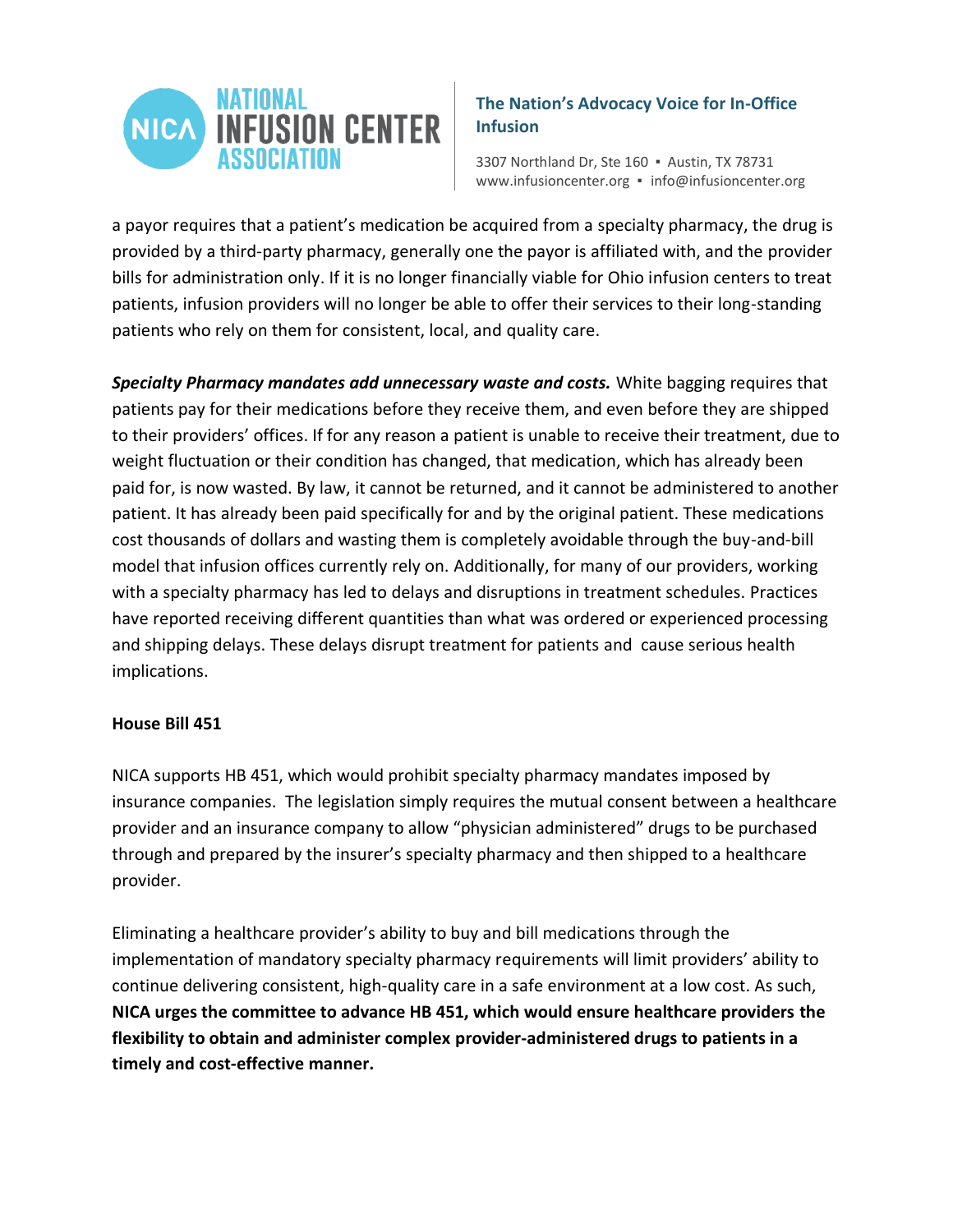a payor requires that a patient's medication be acquired from a specialty pharmacy, the drug is provided by a third-party pharmacy, generally one the payor is affiliated with, and the provider bills for administration only. If it is no longer financially viable for Ohio infusion centers to treat patients, infusion providers will no longer be able to offer their services to their long-standing patients who rely on them for consistent, local, and quality care.

***Specialty Pharmacy mandates add unnecessary waste and costs.*** White bagging requires that patients pay for their medications before they receive them, and even before they are shipped to their providers' offices. If for any reason a patient is unable to receive their treatment, due to weight fluctuation or their condition has changed, that medication, which has already been paid for, is now wasted. By law, it cannot be returned, and it cannot be administered to another patient. It has already been paid specifically for and by the original patient. These medications cost thousands of dollars and wasting them is completely avoidable through the buy-and-bill model that infusion offices currently rely on. Additionally, for many of our providers, working with a specialty pharmacy has led to delays and disruptions in treatment schedules. Practices have reported receiving different quantities than what was ordered or experienced processing and shipping delays. These delays disrupt treatment for patients and cause serious health implications.

**House Bill 451**

NICA supports HB 451, which would prohibit specialty pharmacy mandates imposed by insurance companies. The legislation simply requires the mutual consent between a healthcare provider and an insurance company to allow "physician administered" drugs to be purchased through and prepared by the insurer's specialty pharmacy and then shipped to a healthcare provider.

Eliminating a healthcare provider's ability to buy and bill medications through the implementation of mandatory specialty pharmacy requirements will limit providers' ability to continue delivering consistent, high-quality care in a safe environment at a low cost. As such, **NICA urges the committee to advance HB 451, which would ensure healthcare providers the flexibility to obtain and administer complex provider-administered drugs to patients in a timely and cost-effective manner.**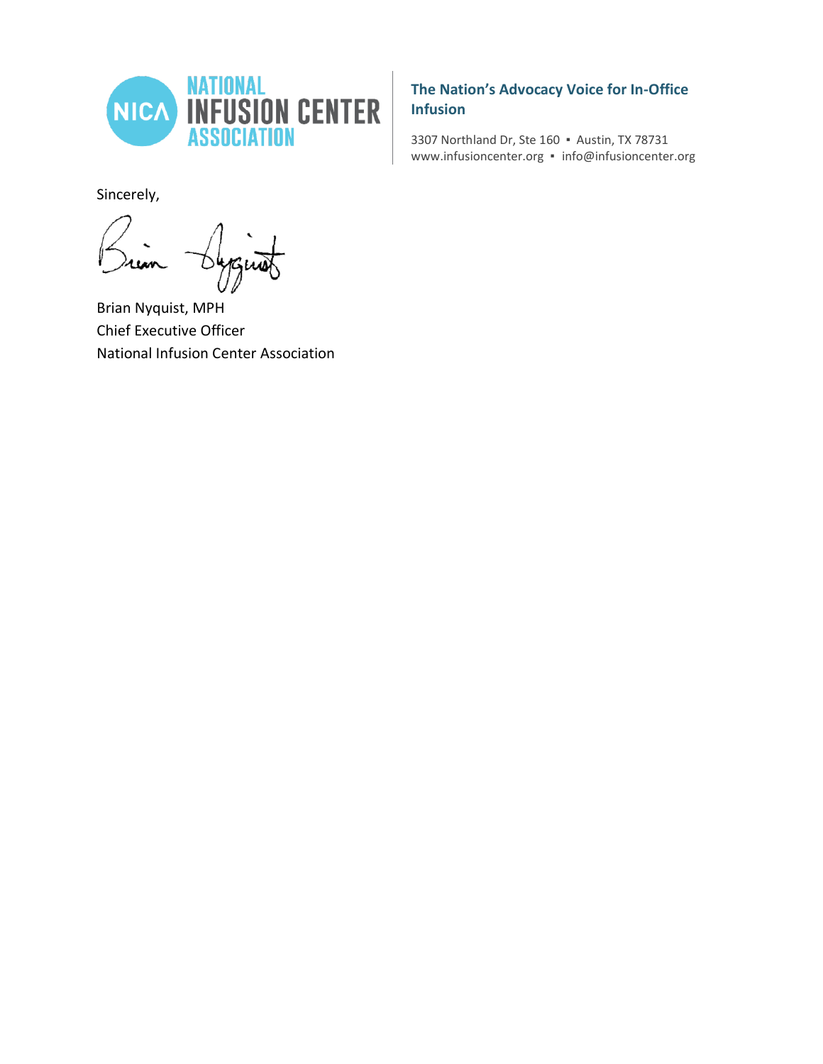**The Nation's Advocacy Voice for In-Office Infusion**

3307 Northland Dr, Ste 160 ▪ Austin, TX 78731
www.infusioncenter.org ▪ info@infusioncenter.org

Sincerely,

Brian Nyquist, MPH
Chief Executive Officer
National Infusion Center Association